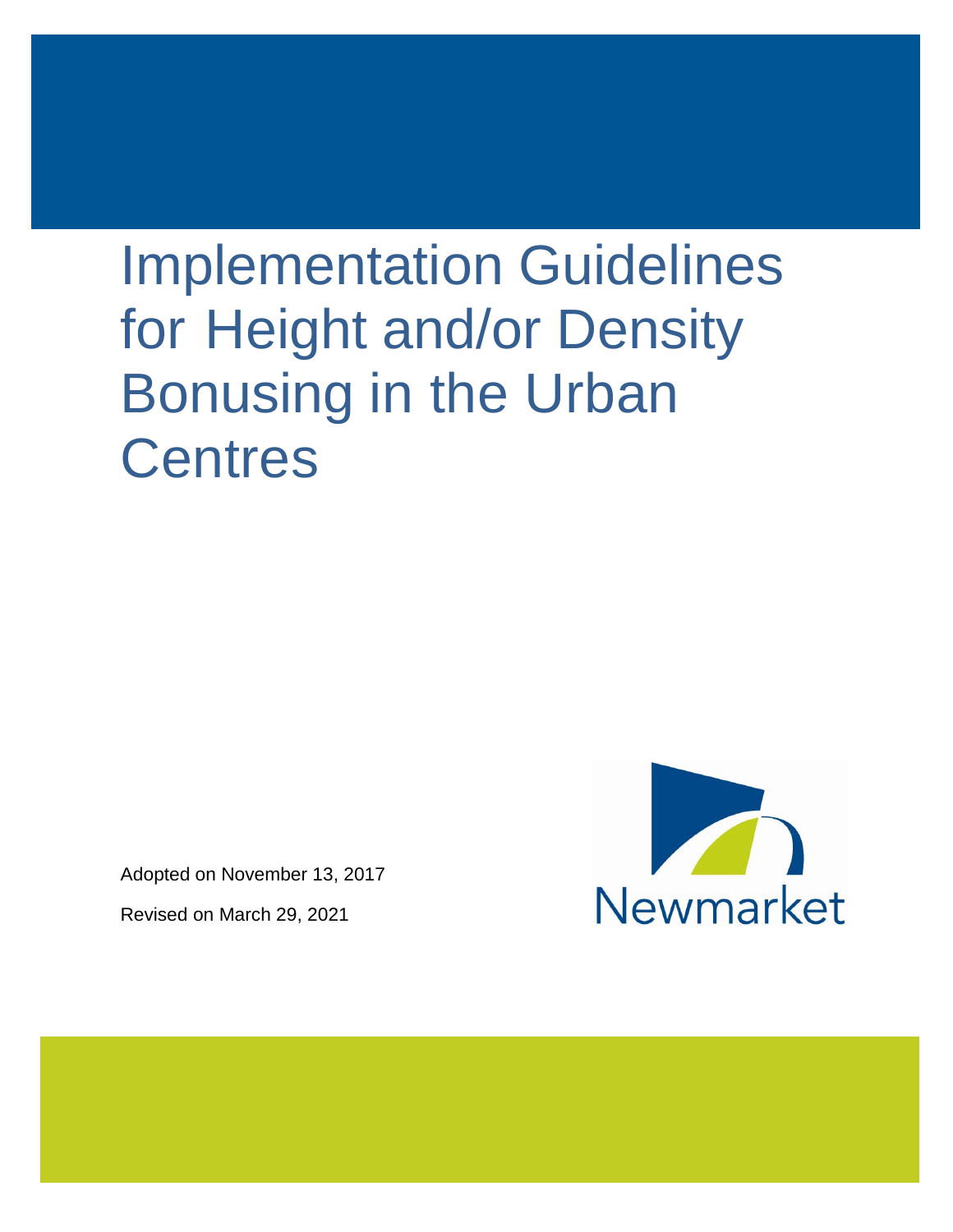# Implementation Guidelines for Height and/or Density Bonusing in the Urban Centres

Adopted on November 13, 2017

Revised on March 29, 2021

Newmarket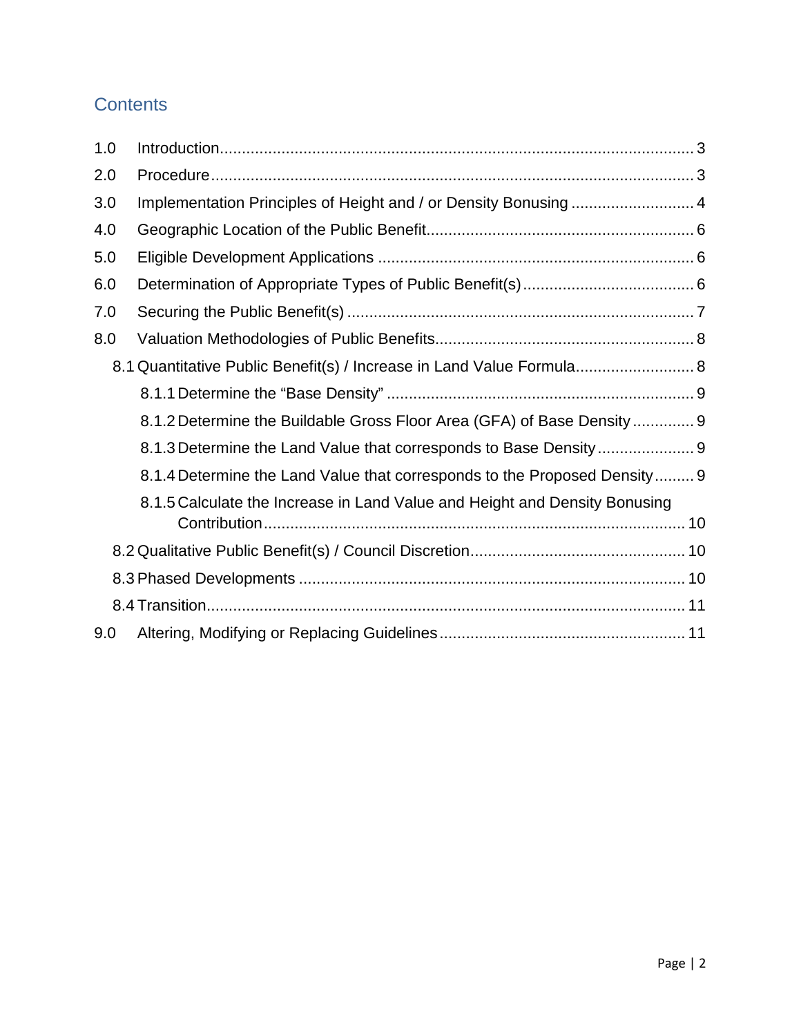# Contents

1.0 Introduction ..... 3
2.0 Procedure ..... 3
3.0 Implementation Principles of Height and / or Density Bonusing ..... 4
4.0 Geographic Location of the Public Benefit ..... 6
5.0 Eligible Development Applications ..... 6
6.0 Determination of Appropriate Types of Public Benefit(s) ..... 6
7.0 Securing the Public Benefit(s) ..... 7
8.0 Valuation Methodologies of Public Benefits ..... 8
  8.1 Quantitative Public Benefit(s) / Increase in Land Value Formula ..... 8
    8.1.1 Determine the “Base Density” ..... 9
    8.1.2 Determine the Buildable Gross Floor Area (GFA) of Base Density ..... 9
    8.1.3 Determine the Land Value that corresponds to Base Density ..... 9
    8.1.4 Determine the Land Value that corresponds to the Proposed Density ..... 9
    8.1.5 Calculate the Increase in Land Value and Height and Density Bonusing Contribution ..... 10
  8.2 Qualitative Public Benefit(s) / Council Discretion ..... 10
  8.3 Phased Developments ..... 10
  8.4 Transition ..... 11
9.0 Altering, Modifying or Replacing Guidelines ..... 11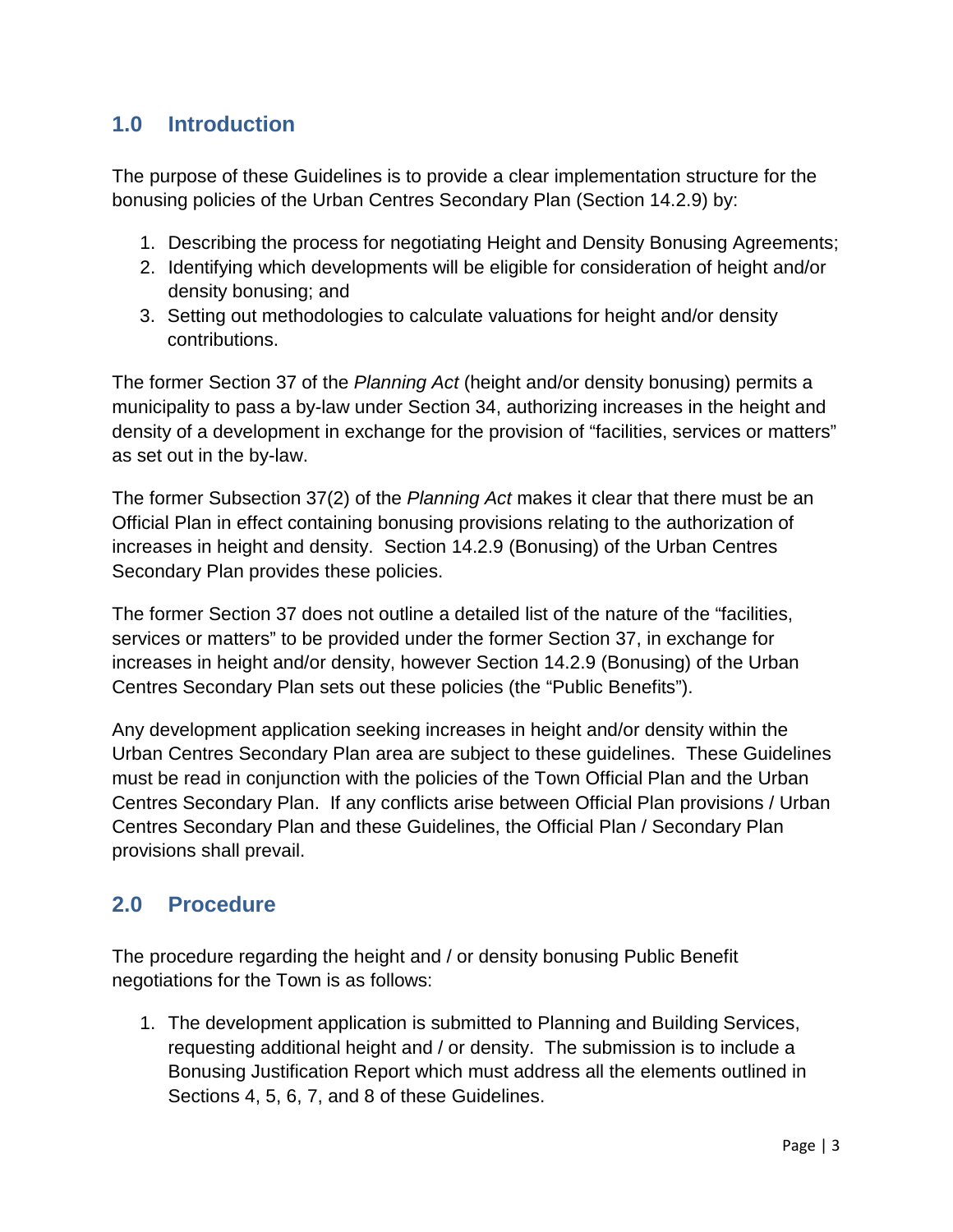## 1.0 Introduction

The purpose of these Guidelines is to provide a clear implementation structure for the bonusing policies of the Urban Centres Secondary Plan (Section 14.2.9) by:

1. Describing the process for negotiating Height and Density Bonusing Agreements;
2. Identifying which developments will be eligible for consideration of height and/or density bonusing; and
3. Setting out methodologies to calculate valuations for height and/or density contributions.

The former Section 37 of the *Planning Act* (height and/or density bonusing) permits a municipality to pass a by-law under Section 34, authorizing increases in the height and density of a development in exchange for the provision of "facilities, services or matters" as set out in the by-law.

The former Subsection 37(2) of the *Planning Act* makes it clear that there must be an Official Plan in effect containing bonusing provisions relating to the authorization of increases in height and density. Section 14.2.9 (Bonusing) of the Urban Centres Secondary Plan provides these policies.

The former Section 37 does not outline a detailed list of the nature of the "facilities, services or matters" to be provided under the former Section 37, in exchange for increases in height and/or density, however Section 14.2.9 (Bonusing) of the Urban Centres Secondary Plan sets out these policies (the "Public Benefits").

Any development application seeking increases in height and/or density within the Urban Centres Secondary Plan area are subject to these guidelines. These Guidelines must be read in conjunction with the policies of the Town Official Plan and the Urban Centres Secondary Plan. If any conflicts arise between Official Plan provisions / Urban Centres Secondary Plan and these Guidelines, the Official Plan / Secondary Plan provisions shall prevail.

## 2.0 Procedure

The procedure regarding the height and / or density bonusing Public Benefit negotiations for the Town is as follows:

1. The development application is submitted to Planning and Building Services, requesting additional height and / or density. The submission is to include a Bonusing Justification Report which must address all the elements outlined in Sections 4, 5, 6, 7, and 8 of these Guidelines.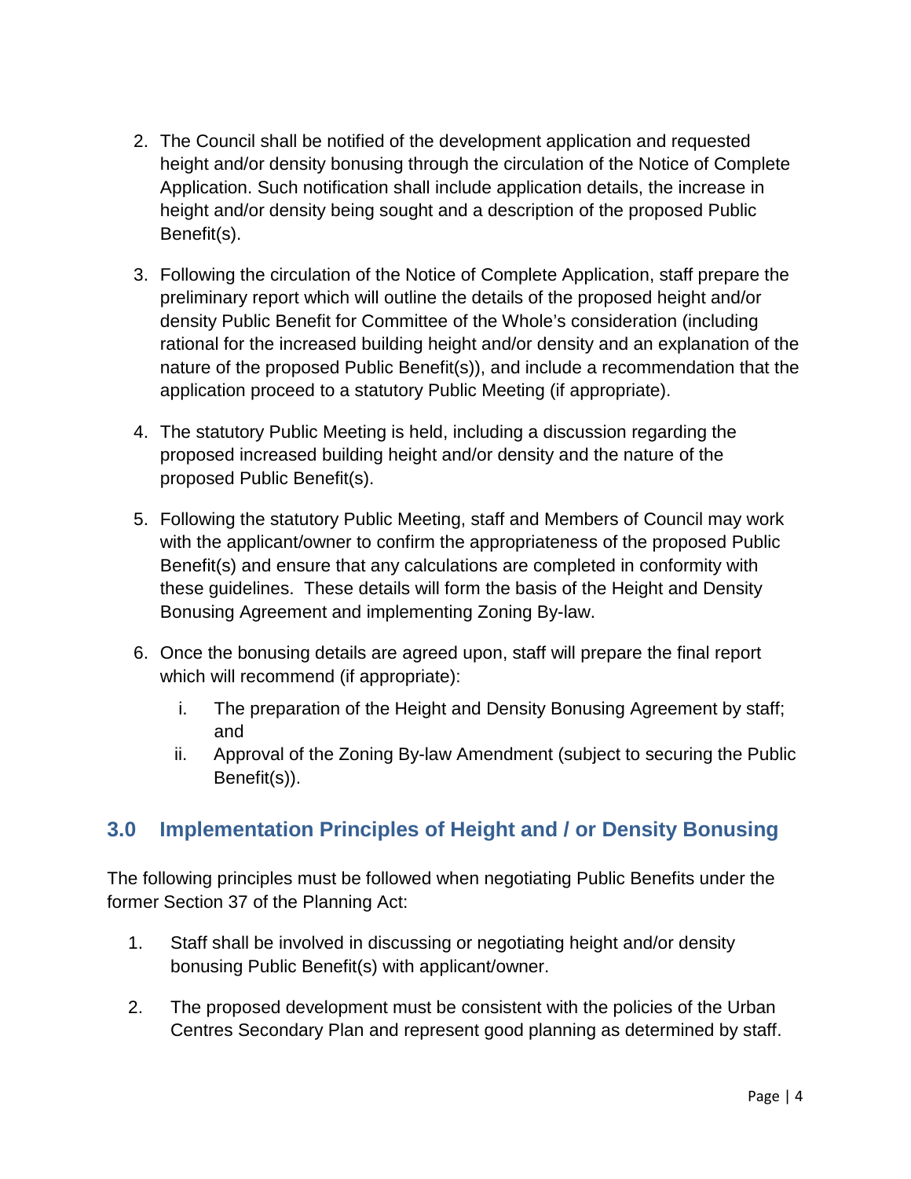2. The Council shall be notified of the development application and requested height and/or density bonusing through the circulation of the Notice of Complete Application. Such notification shall include application details, the increase in height and/or density being sought and a description of the proposed Public Benefit(s).

3. Following the circulation of the Notice of Complete Application, staff prepare the preliminary report which will outline the details of the proposed height and/or density Public Benefit for Committee of the Whole's consideration (including rational for the increased building height and/or density and an explanation of the nature of the proposed Public Benefit(s)), and include a recommendation that the application proceed to a statutory Public Meeting (if appropriate).

4. The statutory Public Meeting is held, including a discussion regarding the proposed increased building height and/or density and the nature of the proposed Public Benefit(s).

5. Following the statutory Public Meeting, staff and Members of Council may work with the applicant/owner to confirm the appropriateness of the proposed Public Benefit(s) and ensure that any calculations are completed in conformity with these guidelines. These details will form the basis of the Height and Density Bonusing Agreement and implementing Zoning By-law.

6. Once the bonusing details are agreed upon, staff will prepare the final report which will recommend (if appropriate):
    i. The preparation of the Height and Density Bonusing Agreement by staff; and
    ii. Approval of the Zoning By-law Amendment (subject to securing the Public Benefit(s)).

## 3.0 Implementation Principles of Height and / or Density Bonusing

The following principles must be followed when negotiating Public Benefits under the former Section 37 of the Planning Act:

1. Staff shall be involved in discussing or negotiating height and/or density bonusing Public Benefit(s) with applicant/owner.

2. The proposed development must be consistent with the policies of the Urban Centres Secondary Plan and represent good planning as determined by staff.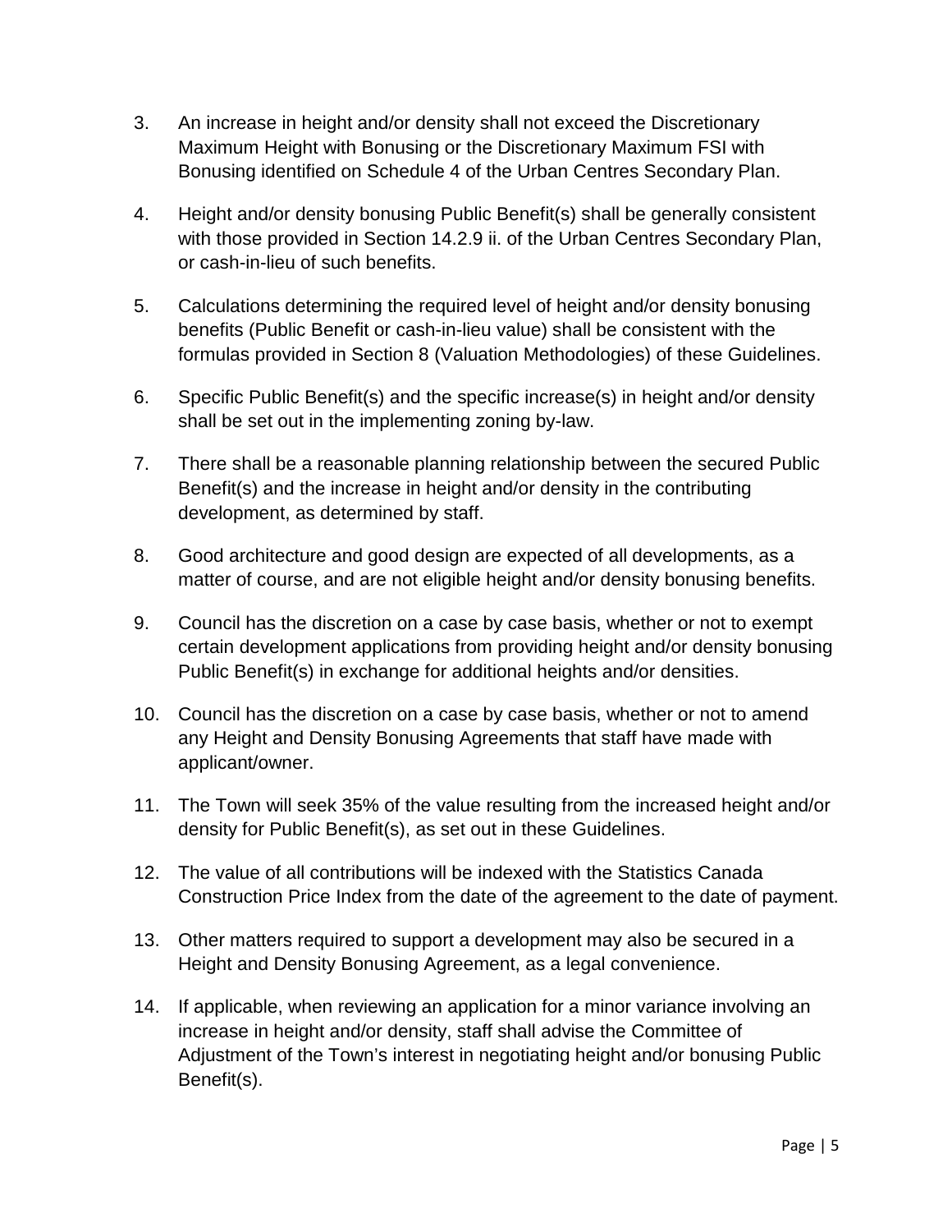3. An increase in height and/or density shall not exceed the Discretionary Maximum Height with Bonusing or the Discretionary Maximum FSI with Bonusing identified on Schedule 4 of the Urban Centres Secondary Plan.

4. Height and/or density bonusing Public Benefit(s) shall be generally consistent with those provided in Section 14.2.9 ii. of the Urban Centres Secondary Plan, or cash-in-lieu of such benefits.

5. Calculations determining the required level of height and/or density bonusing benefits (Public Benefit or cash-in-lieu value) shall be consistent with the formulas provided in Section 8 (Valuation Methodologies) of these Guidelines.

6. Specific Public Benefit(s) and the specific increase(s) in height and/or density shall be set out in the implementing zoning by-law.

7. There shall be a reasonable planning relationship between the secured Public Benefit(s) and the increase in height and/or density in the contributing development, as determined by staff.

8. Good architecture and good design are expected of all developments, as a matter of course, and are not eligible height and/or density bonusing benefits.

9. Council has the discretion on a case by case basis, whether or not to exempt certain development applications from providing height and/or density bonusing Public Benefit(s) in exchange for additional heights and/or densities.

10. Council has the discretion on a case by case basis, whether or not to amend any Height and Density Bonusing Agreements that staff have made with applicant/owner.

11. The Town will seek 35% of the value resulting from the increased height and/or density for Public Benefit(s), as set out in these Guidelines.

12. The value of all contributions will be indexed with the Statistics Canada Construction Price Index from the date of the agreement to the date of payment.

13. Other matters required to support a development may also be secured in a Height and Density Bonusing Agreement, as a legal convenience.

14. If applicable, when reviewing an application for a minor variance involving an increase in height and/or density, staff shall advise the Committee of Adjustment of the Town's interest in negotiating height and/or bonusing Public Benefit(s).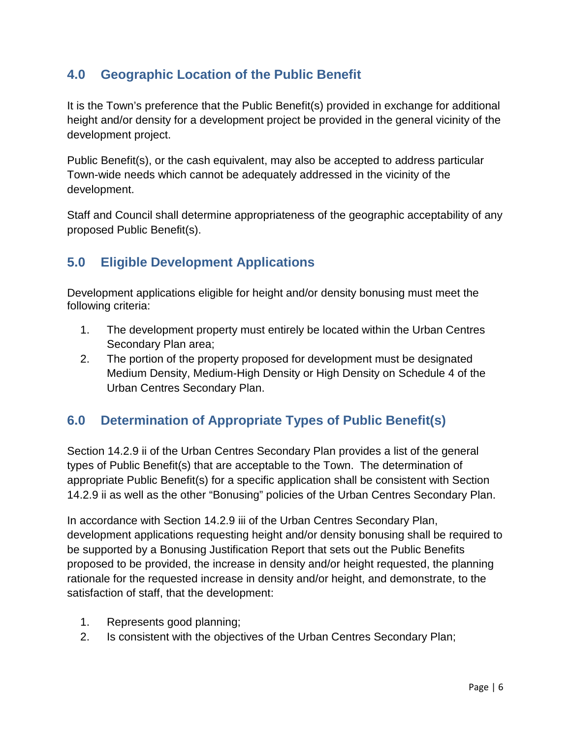## 4.0 Geographic Location of the Public Benefit

It is the Town's preference that the Public Benefit(s) provided in exchange for additional height and/or density for a development project be provided in the general vicinity of the development project.

Public Benefit(s), or the cash equivalent, may also be accepted to address particular Town-wide needs which cannot be adequately addressed in the vicinity of the development.

Staff and Council shall determine appropriateness of the geographic acceptability of any proposed Public Benefit(s).

## 5.0 Eligible Development Applications

Development applications eligible for height and/or density bonusing must meet the following criteria:

1. The development property must entirely be located within the Urban Centres Secondary Plan area;
2. The portion of the property proposed for development must be designated Medium Density, Medium-High Density or High Density on Schedule 4 of the Urban Centres Secondary Plan.

## 6.0 Determination of Appropriate Types of Public Benefit(s)

Section 14.2.9 ii of the Urban Centres Secondary Plan provides a list of the general types of Public Benefit(s) that are acceptable to the Town. The determination of appropriate Public Benefit(s) for a specific application shall be consistent with Section 14.2.9 ii as well as the other "Bonusing" policies of the Urban Centres Secondary Plan.

In accordance with Section 14.2.9 iii of the Urban Centres Secondary Plan, development applications requesting height and/or density bonusing shall be required to be supported by a Bonusing Justification Report that sets out the Public Benefits proposed to be provided, the increase in density and/or height requested, the planning rationale for the requested increase in density and/or height, and demonstrate, to the satisfaction of staff, that the development:

1. Represents good planning;
2. Is consistent with the objectives of the Urban Centres Secondary Plan;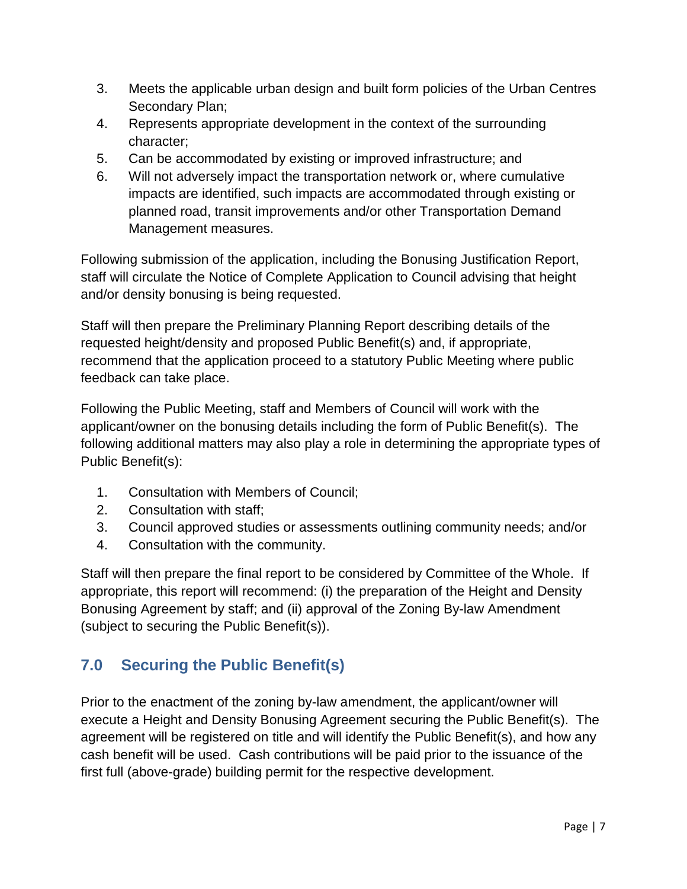3. Meets the applicable urban design and built form policies of the Urban Centres Secondary Plan;
4. Represents appropriate development in the context of the surrounding character;
5. Can be accommodated by existing or improved infrastructure; and
6. Will not adversely impact the transportation network or, where cumulative impacts are identified, such impacts are accommodated through existing or planned road, transit improvements and/or other Transportation Demand Management measures.

Following submission of the application, including the Bonusing Justification Report, staff will circulate the Notice of Complete Application to Council advising that height and/or density bonusing is being requested.

Staff will then prepare the Preliminary Planning Report describing details of the requested height/density and proposed Public Benefit(s) and, if appropriate, recommend that the application proceed to a statutory Public Meeting where public feedback can take place.

Following the Public Meeting, staff and Members of Council will work with the applicant/owner on the bonusing details including the form of Public Benefit(s). The following additional matters may also play a role in determining the appropriate types of Public Benefit(s):

1. Consultation with Members of Council;
2. Consultation with staff;
3. Council approved studies or assessments outlining community needs; and/or
4. Consultation with the community.

Staff will then prepare the final report to be considered by Committee of the Whole. If appropriate, this report will recommend: (i) the preparation of the Height and Density Bonusing Agreement by staff; and (ii) approval of the Zoning By-law Amendment (subject to securing the Public Benefit(s)).

## 7.0 Securing the Public Benefit(s)

Prior to the enactment of the zoning by-law amendment, the applicant/owner will execute a Height and Density Bonusing Agreement securing the Public Benefit(s). The agreement will be registered on title and will identify the Public Benefit(s), and how any cash benefit will be used. Cash contributions will be paid prior to the issuance of the first full (above-grade) building permit for the respective development.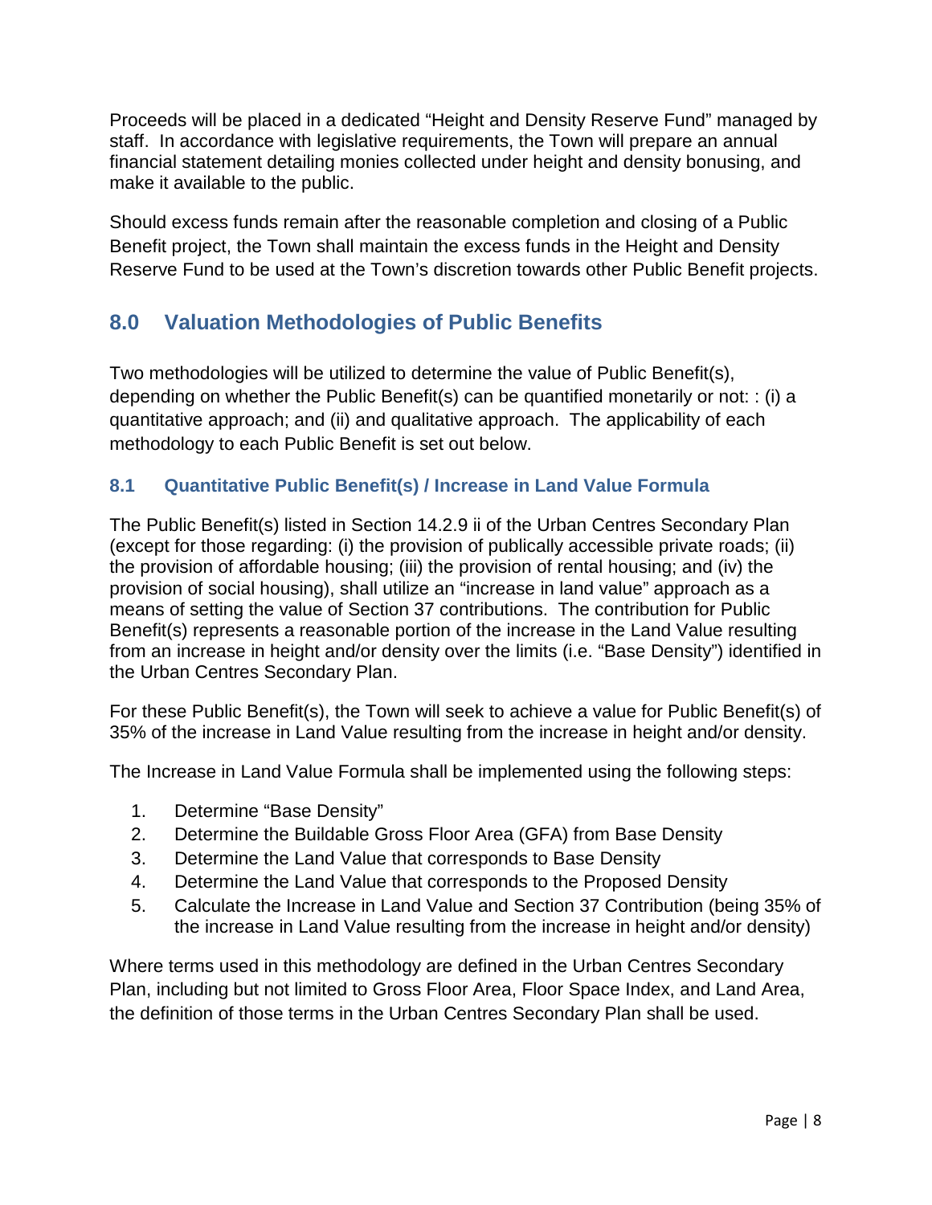Proceeds will be placed in a dedicated "Height and Density Reserve Fund" managed by staff. In accordance with legislative requirements, the Town will prepare an annual financial statement detailing monies collected under height and density bonusing, and make it available to the public.

Should excess funds remain after the reasonable completion and closing of a Public Benefit project, the Town shall maintain the excess funds in the Height and Density Reserve Fund to be used at the Town's discretion towards other Public Benefit projects.

## 8.0 Valuation Methodologies of Public Benefits

Two methodologies will be utilized to determine the value of Public Benefit(s), depending on whether the Public Benefit(s) can be quantified monetarily or not: : (i) a quantitative approach; and (ii) and qualitative approach. The applicability of each methodology to each Public Benefit is set out below.

### 8.1 Quantitative Public Benefit(s) / Increase in Land Value Formula

The Public Benefit(s) listed in Section 14.2.9 ii of the Urban Centres Secondary Plan (except for those regarding: (i) the provision of publically accessible private roads; (ii) the provision of affordable housing; (iii) the provision of rental housing; and (iv) the provision of social housing), shall utilize an "increase in land value" approach as a means of setting the value of Section 37 contributions. The contribution for Public Benefit(s) represents a reasonable portion of the increase in the Land Value resulting from an increase in height and/or density over the limits (i.e. "Base Density") identified in the Urban Centres Secondary Plan.

For these Public Benefit(s), the Town will seek to achieve a value for Public Benefit(s) of 35% of the increase in Land Value resulting from the increase in height and/or density.

The Increase in Land Value Formula shall be implemented using the following steps:

1. Determine "Base Density"
2. Determine the Buildable Gross Floor Area (GFA) from Base Density
3. Determine the Land Value that corresponds to Base Density
4. Determine the Land Value that corresponds to the Proposed Density
5. Calculate the Increase in Land Value and Section 37 Contribution (being 35% of the increase in Land Value resulting from the increase in height and/or density)

Where terms used in this methodology are defined in the Urban Centres Secondary Plan, including but not limited to Gross Floor Area, Floor Space Index, and Land Area, the definition of those terms in the Urban Centres Secondary Plan shall be used.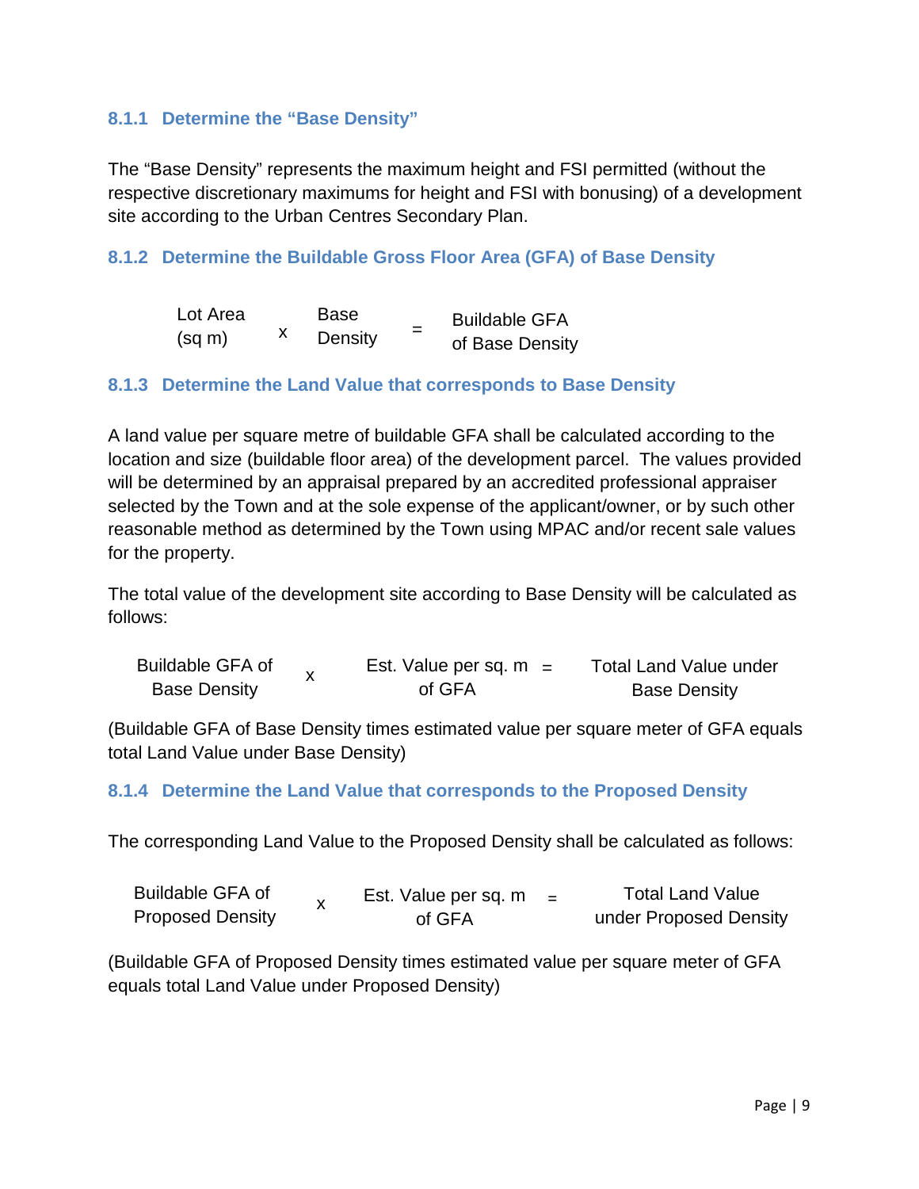### 8.1.1 Determine the "Base Density"

The "Base Density" represents the maximum height and FSI permitted (without the respective discretionary maximums for height and FSI with bonusing) of a development site according to the Urban Centres Secondary Plan.

### 8.1.2 Determine the Buildable Gross Floor Area (GFA) of Base Density

$$\text{Lot Area (sq m)} \times \text{Base Density} = \text{Buildable GFA of Base Density}$$

### 8.1.3 Determine the Land Value that corresponds to Base Density

A land value per square metre of buildable GFA shall be calculated according to the location and size (buildable floor area) of the development parcel. The values provided will be determined by an appraisal prepared by an accredited professional appraiser selected by the Town and at the sole expense of the applicant/owner, or by such other reasonable method as determined by the Town using MPAC and/or recent sale values for the property.

The total value of the development site according to Base Density will be calculated as follows:

$$\text{Buildable GFA of Base Density} \times \text{Est. Value per sq. m of GFA} = \text{Total Land Value under Base Density}$$

(Buildable GFA of Base Density times estimated value per square meter of GFA equals total Land Value under Base Density)

### 8.1.4 Determine the Land Value that corresponds to the Proposed Density

The corresponding Land Value to the Proposed Density shall be calculated as follows:

$$\text{Buildable GFA of Proposed Density} \times \text{Est. Value per sq. m of GFA} = \text{Total Land Value under Proposed Density}$$

(Buildable GFA of Proposed Density times estimated value per square meter of GFA equals total Land Value under Proposed Density)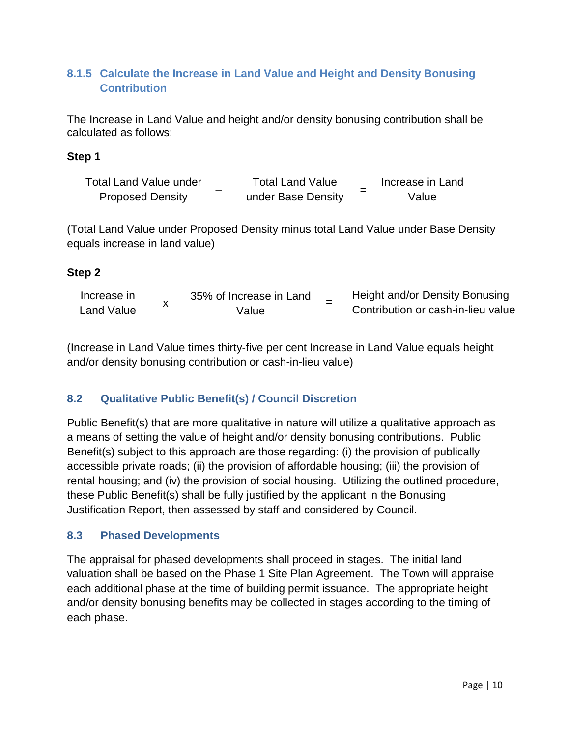### 8.1.5 Calculate the Increase in Land Value and Height and Density Bonusing Contribution

The Increase in Land Value and height and/or density bonusing contribution shall be calculated as follows:

**Step 1**

| Total Land Value under Proposed Density | – | Total Land Value under Base Density | = | Increase in Land Value |
|---|---|---|---|---|

(Total Land Value under Proposed Density minus total Land Value under Base Density equals increase in land value)

**Step 2**

| Increase in Land Value | x | 35% of Increase in Land Value | = | Height and/or Density Bonusing Contribution or cash-in-lieu value |
|---|---|---|---|---|

(Increase in Land Value times thirty-five per cent Increase in Land Value equals height and/or density bonusing contribution or cash-in-lieu value)

## 8.2 Qualitative Public Benefit(s) / Council Discretion

Public Benefit(s) that are more qualitative in nature will utilize a qualitative approach as a means of setting the value of height and/or density bonusing contributions. Public Benefit(s) subject to this approach are those regarding: (i) the provision of publically accessible private roads; (ii) the provision of affordable housing; (iii) the provision of rental housing; and (iv) the provision of social housing. Utilizing the outlined procedure, these Public Benefit(s) shall be fully justified by the applicant in the Bonusing Justification Report, then assessed by staff and considered by Council.

## 8.3 Phased Developments

The appraisal for phased developments shall proceed in stages. The initial land valuation shall be based on the Phase 1 Site Plan Agreement. The Town will appraise each additional phase at the time of building permit issuance. The appropriate height and/or density bonusing benefits may be collected in stages according to the timing of each phase.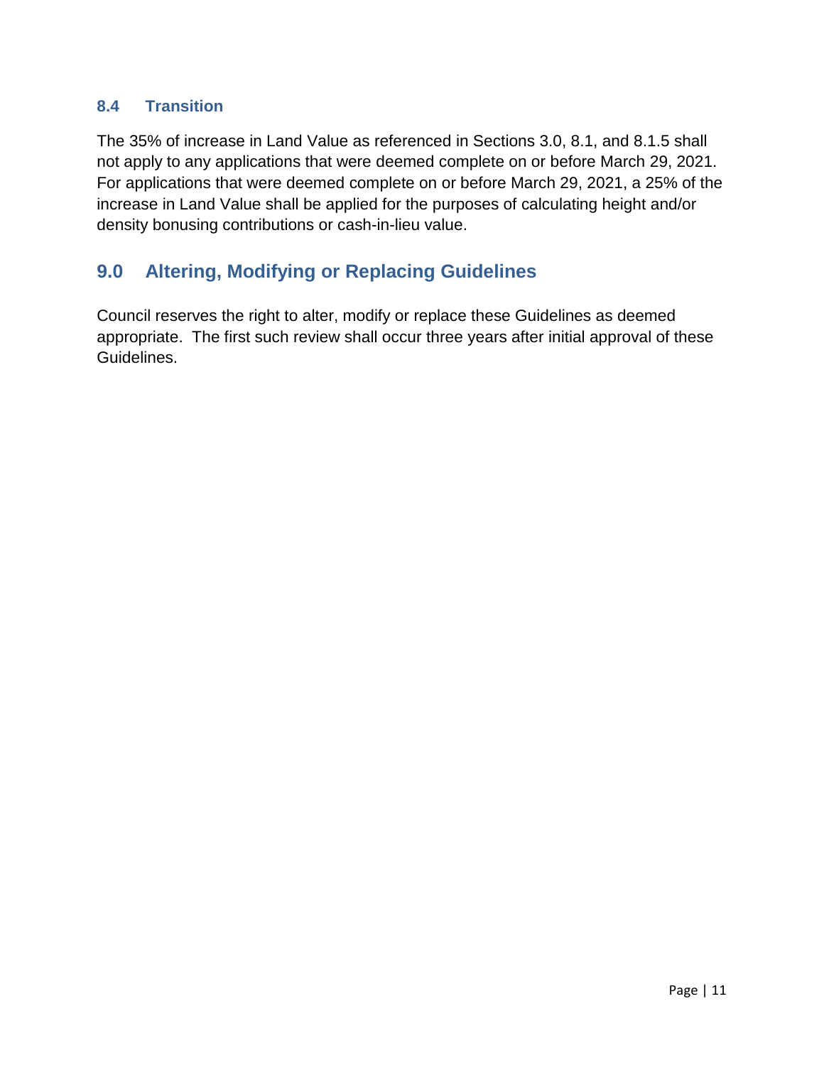### 8.4 Transition

The 35% of increase in Land Value as referenced in Sections 3.0, 8.1, and 8.1.5 shall not apply to any applications that were deemed complete on or before March 29, 2021. For applications that were deemed complete on or before March 29, 2021, a 25% of the increase in Land Value shall be applied for the purposes of calculating height and/or density bonusing contributions or cash-in-lieu value.

## 9.0 Altering, Modifying or Replacing Guidelines

Council reserves the right to alter, modify or replace these Guidelines as deemed appropriate. The first such review shall occur three years after initial approval of these Guidelines.